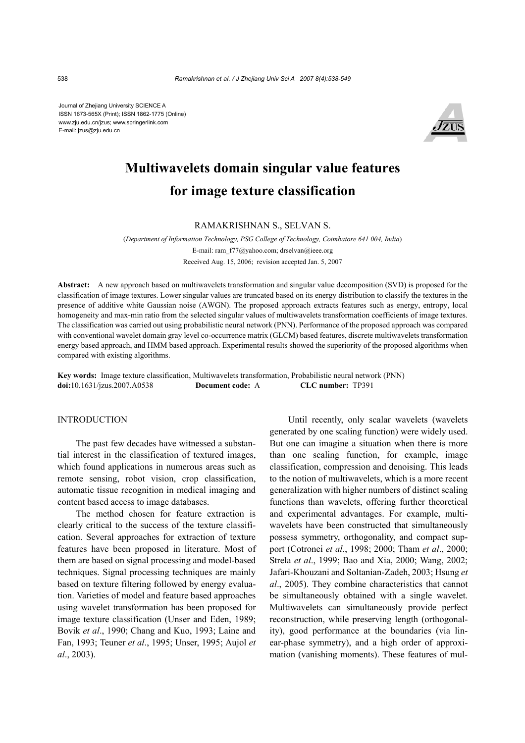Journal of Zhejiang University SCIENCE A
ISSN 1673-565X (Print); ISSN 1862-1775 (Online)
www.zju.edu.cn/jzus; www.springerlink.com
E-mail: jzus@zju.edu.cn

# Multiwavelets domain singular value features for image texture classification

RAMAKRISHNAN S., SELVAN S.

(*Department of Information Technology, PSG College of Technology, Coimbatore 641 004, India*)
E-mail: ram_f77@yahoo.com; drselvan@ieee.org
Received Aug. 15, 2006; revision accepted Jan. 5, 2007

**Abstract:** A new approach based on multiwavelets transformation and singular value decomposition (SVD) is proposed for the classification of image textures. Lower singular values are truncated based on its energy distribution to classify the textures in the presence of additive white Gaussian noise (AWGN). The proposed approach extracts features such as energy, entropy, local homogeneity and max-min ratio from the selected singular values of multiwavelets transformation coefficients of image textures. The classification was carried out using probabilistic neural network (PNN). Performance of the proposed approach was compared with conventional wavelet domain gray level co-occurrence matrix (GLCM) based features, discrete multiwavelets transformation energy based approach, and HMM based approach. Experimental results showed the superiority of the proposed algorithms when compared with existing algorithms.

**Key words:** Image texture classification, Multiwavelets transformation, Probabilistic neural network (PNN)
**doi:**10.1631/jzus.2007.A0538 **Document code:** A **CLC number:** TP391

## INTRODUCTION

The past few decades have witnessed a substantial interest in the classification of textured images, which found applications in numerous areas such as remote sensing, robot vision, crop classification, automatic tissue recognition in medical imaging and content based access to image databases.

The method chosen for feature extraction is clearly critical to the success of the texture classification. Several approaches for extraction of texture features have been proposed in literature. Most of them are based on signal processing and model-based techniques. Signal processing techniques are mainly based on texture filtering followed by energy evaluation. Varieties of model and feature based approaches using wavelet transformation has been proposed for image texture classification (Unser and Eden, 1989; Bovik *et al*., 1990; Chang and Kuo, 1993; Laine and Fan, 1993; Teuner *et al*., 1995; Unser, 1995; Aujol *et al*., 2003).

Until recently, only scalar wavelets (wavelets generated by one scaling function) were widely used. But one can imagine a situation when there is more than one scaling function, for example, image classification, compression and denoising. This leads to the notion of multiwavelets, which is a more recent generalization with higher numbers of distinct scaling functions than wavelets, offering further theoretical and experimental advantages. For example, multiwavelets have been constructed that simultaneously possess symmetry, orthogonality, and compact support (Cotronei *et al*., 1998; 2000; Tham *et al*., 2000; Strela *et al*., 1999; Bao and Xia, 2000; Wang, 2002; Jafari-Khouzani and Soltanian-Zadeh, 2003; Hsung *et al*., 2005). They combine characteristics that cannot be simultaneously obtained with a single wavelet. Multiwavelets can simultaneously provide perfect reconstruction, while preserving length (orthogonality), good performance at the boundaries (via linear-phase symmetry), and a high order of approximation (vanishing moments). These features of mul-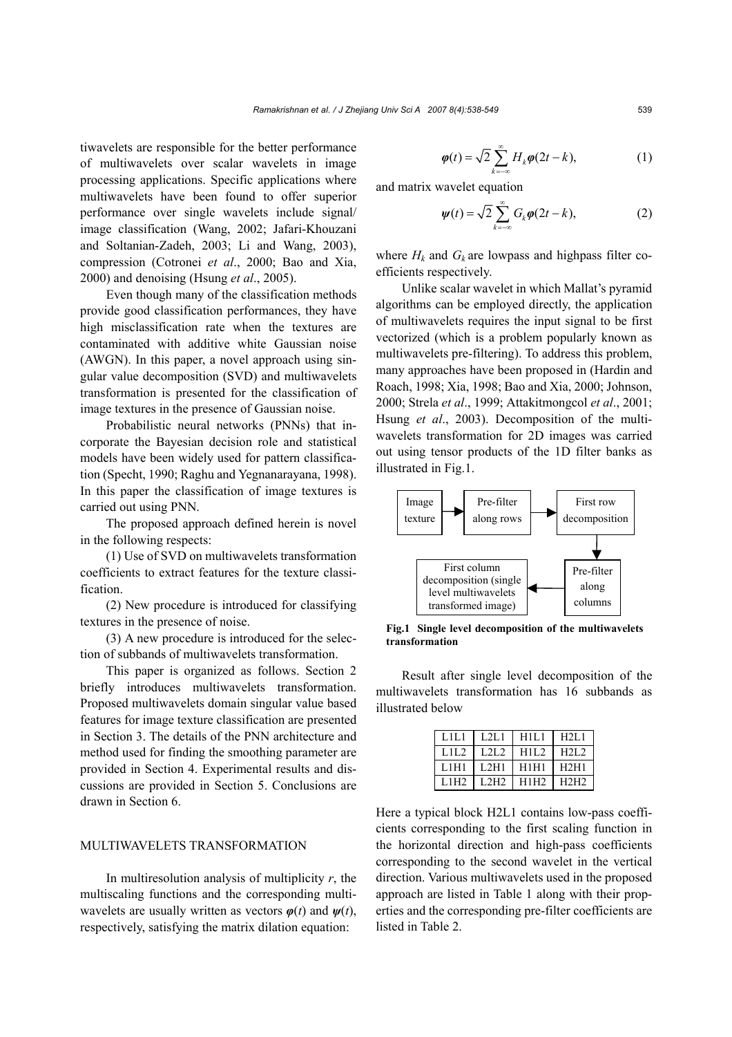tiwavelets are responsible for the better performance of multiwavelets over scalar wavelets in image processing applications. Specific applications where multiwavelets have been found to offer superior performance over single wavelets include signal/image classification (Wang, 2002; Jafari-Khouzani and Soltanian-Zadeh, 2003; Li and Wang, 2003), compression (Cotronei *et al*., 2000; Bao and Xia, 2000) and denoising (Hsung *et al*., 2005).

Even though many of the classification methods provide good classification performances, they have high misclassification rate when the textures are contaminated with additive white Gaussian noise (AWGN). In this paper, a novel approach using singular value decomposition (SVD) and multiwavelets transformation is presented for the classification of image textures in the presence of Gaussian noise.

Probabilistic neural networks (PNNs) that incorporate the Bayesian decision role and statistical models have been widely used for pattern classification (Specht, 1990; Raghu and Yegnanarayana, 1998). In this paper the classification of image textures is carried out using PNN.

The proposed approach defined herein is novel in the following respects:

(1) Use of SVD on multiwavelets transformation coefficients to extract features for the texture classification.

(2) New procedure is introduced for classifying textures in the presence of noise.

(3) A new procedure is introduced for the selection of subbands of multiwavelets transformation.

This paper is organized as follows. Section 2 briefly introduces multiwavelets transformation. Proposed multiwavelets domain singular value based features for image texture classification are presented in Section 3. The details of the PNN architecture and method used for finding the smoothing parameter are provided in Section 4. Experimental results and discussions are provided in Section 5. Conclusions are drawn in Section 6.

## MULTIWAVELETS TRANSFORMATION

In multiresolution analysis of multiplicity $r$, the multiscaling functions and the corresponding multiwavelets are usually written as vectors $\boldsymbol{\varphi}(t)$ and $\boldsymbol{\psi}(t)$, respectively, satisfying the matrix dilation equation:

$$\boldsymbol{\varphi}(t) = \sqrt{2} \sum_{k=-\infty}^{\infty} H_k \boldsymbol{\varphi}(2t - k), \tag{1}$$

and matrix wavelet equation

$$\boldsymbol{\psi}(t) = \sqrt{2} \sum_{k=-\infty}^{\infty} G_k \boldsymbol{\varphi}(2t - k), \tag{2}$$

where $H_k$ and $G_k$ are lowpass and highpass filter coefficients respectively.

Unlike scalar wavelet in which Mallat's pyramid algorithms can be employed directly, the application of multiwavelets requires the input signal to be first vectorized (which is a problem popularly known as multiwavelets pre-filtering). To address this problem, many approaches have been proposed in (Hardin and Roach, 1998; Xia, 1998; Bao and Xia, 2000; Johnson, 2000; Strela *et al*., 1999; Attakitmongcol *et al*., 2001; Hsung *et al*., 2003). Decomposition of the multiwavelets transformation for 2D images was carried out using tensor products of the 1D filter banks as illustrated in Fig.1.

Image texture → Pre-filter along rows → First row decomposition → Pre-filter along columns → First column decomposition (single level multiwavelets transformed image)

**Fig.1 Single level decomposition of the multiwavelets transformation**

Result after single level decomposition of the multiwavelets transformation has 16 subbands as illustrated below

| L1L1 | L2L1 | H1L1 | H2L1 |
|---|---|---|---|
| L1L2 | L2L2 | H1L2 | H2L2 |
| L1H1 | L2H1 | H1H1 | H2H1 |
| L1H2 | L2H2 | H1H2 | H2H2 |

Here a typical block H2L1 contains low-pass coefficients corresponding to the first scaling function in the horizontal direction and high-pass coefficients corresponding to the second wavelet in the vertical direction. Various multiwavelets used in the proposed approach are listed in Table 1 along with their properties and the corresponding pre-filter coefficients are listed in Table 2.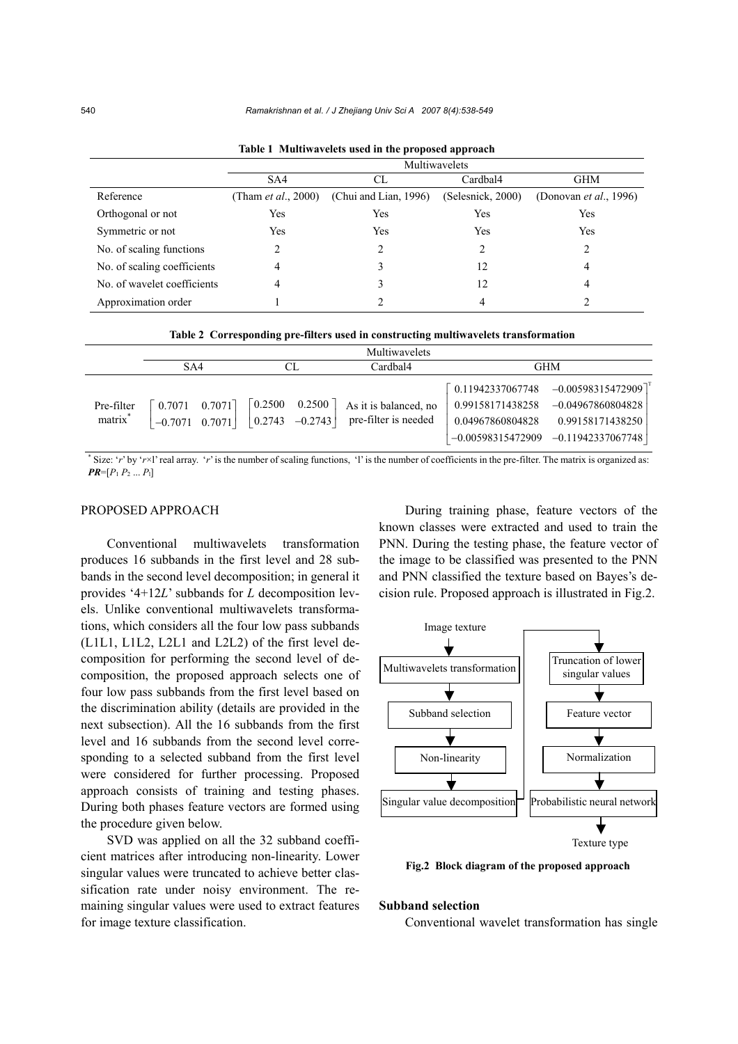**Table 1 Multiwavelets used in the proposed approach**

| | Multiwavelets | | | |
|---|---|---|---|---|
| | SA4 | CL | Cardbal4 | GHM |
| Reference | (Tham *et al*., 2000) | (Chui and Lian, 1996) | (Selesnick, 2000) | (Donovan *et al*., 1996) |
| Orthogonal or not | Yes | Yes | Yes | Yes |
| Symmetric or not | Yes | Yes | Yes | Yes |
| No. of scaling functions | 2 | 2 | 2 | 2 |
| No. of scaling coefficients | 4 | 3 | 12 | 4 |
| No. of wavelet coefficients | 4 | 3 | 12 | 4 |
| Approximation order | 1 | 2 | 4 | 2 |

**Table 2 Corresponding pre-filters used in constructing multiwavelets transformation**

| | Multiwavelets | | | |
|---|---|---|---|---|
| | SA4 | CL | Cardbal4 | GHM |
| Pre-filter matrix* | $\begin{bmatrix} 0.7071 & 0.7071 \\ -0.7071 & 0.7071 \end{bmatrix}$ | $\begin{bmatrix} 0.2500 & 0.2500 \\ 0.2743 & -0.2743 \end{bmatrix}$ | As it is balanced, no pre-filter is needed | $\begin{bmatrix} 0.11942337067748 & -0.00598315472909 \\ 0.99158171438258 & -0.04967860804828 \\ 0.04967860804828 & 0.99158171438250 \\ -0.00598315472909 & -0.11942337067748 \end{bmatrix}^{\mathrm{T}}$ |

\* Size: '$r$' by '$r$×l' real array. '$r$' is the number of scaling functions, 'l' is the number of coefficients in the pre-filter. The matrix is organized as: $\boldsymbol{PR}=[P_1\ P_2\ ...\ P_l]$

## PROPOSED APPROACH

Conventional multiwavelets transformation produces 16 subbands in the first level and 28 subbands in the second level decomposition; in general it provides '4+12$L$' subbands for $L$ decomposition levels. Unlike conventional multiwavelets transformations, which considers all the four low pass subbands (L1L1, L1L2, L2L1 and L2L2) of the first level decomposition for performing the second level of decomposition, the proposed approach selects one of four low pass subbands from the first level based on the discrimination ability (details are provided in the next subsection). All the 16 subbands from the first level and 16 subbands from the second level corresponding to a selected subband from the first level were considered for further processing. Proposed approach consists of training and testing phases. During both phases feature vectors are formed using the procedure given below.

SVD was applied on all the 32 subband coefficient matrices after introducing non-linearity. Lower singular values were truncated to achieve better classification rate under noisy environment. The remaining singular values were used to extract features for image texture classification.

During training phase, feature vectors of the known classes were extracted and used to train the PNN. During the testing phase, the feature vector of the image to be classified was presented to the PNN and PNN classified the texture based on Bayes's decision rule. Proposed approach is illustrated in Fig.2.

Image texture → Multiwavelets transformation → Subband selection → Non-linearity → Singular value decomposition → Truncation of lower singular values → Feature vector → Normalization → Probabilistic neural network → Texture type

**Fig.2 Block diagram of the proposed approach**

### Subband selection

Conventional wavelet transformation has single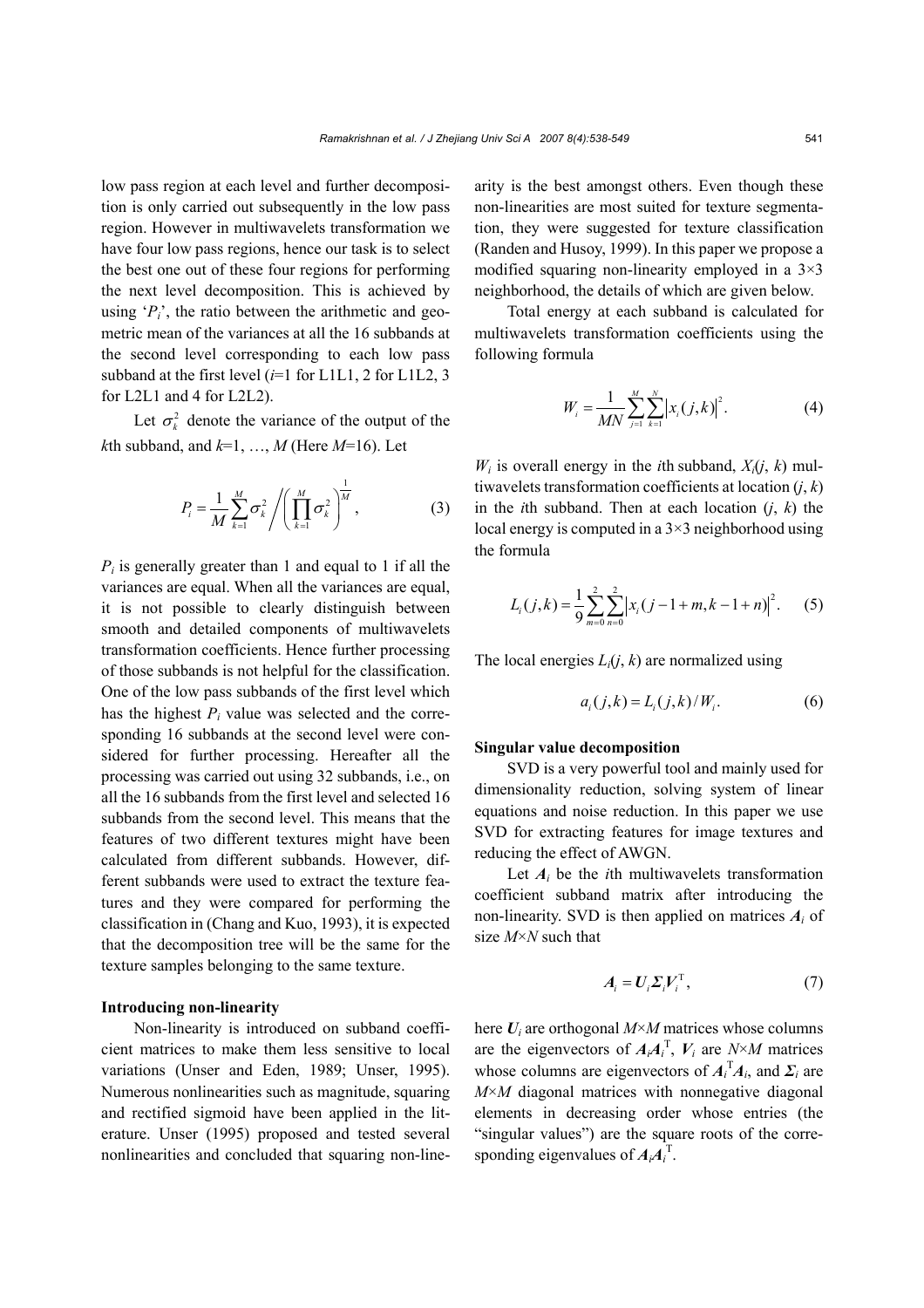low pass region at each level and further decomposition is only carried out subsequently in the low pass region. However in multiwavelets transformation we have four low pass regions, hence our task is to select the best one out of these four regions for performing the next level decomposition. This is achieved by using '$P_i$', the ratio between the arithmetic and geometric mean of the variances at all the 16 subbands at the second level corresponding to each low pass subband at the first level ($i$=1 for L1L1, 2 for L1L2, 3 for L2L1 and 4 for L2L2).

Let $\sigma_k^2$ denote the variance of the output of the $k$th subband, and $k$=1, …, $M$ (Here $M$=16). Let

$$P_i = \frac{1}{M}\sum_{k=1}^{M}\sigma_k^2 \bigg/ \left(\prod_{k=1}^{M}\sigma_k^2\right)^{\frac{1}{M}}, \tag{3}$$

$P_i$ is generally greater than 1 and equal to 1 if all the variances are equal. When all the variances are equal, it is not possible to clearly distinguish between smooth and detailed components of multiwavelets transformation coefficients. Hence further processing of those subbands is not helpful for the classification. One of the low pass subbands of the first level which has the highest $P_i$ value was selected and the corresponding 16 subbands at the second level were considered for further processing. Hereafter all the processing was carried out using 32 subbands, i.e., on all the 16 subbands from the first level and selected 16 subbands from the second level. This means that the features of two different textures might have been calculated from different subbands. However, different subbands were used to extract the texture features and they were compared for performing the classification in (Chang and Kuo, 1993), it is expected that the decomposition tree will be the same for the texture samples belonging to the same texture.

**Introducing non-linearity**

Non-linearity is introduced on subband coefficient matrices to make them less sensitive to local variations (Unser and Eden, 1989; Unser, 1995). Numerous nonlinearities such as magnitude, squaring and rectified sigmoid have been applied in the literature. Unser (1995) proposed and tested several nonlinearities and concluded that squaring non-linearity is the best amongst others. Even though these non-linearities are most suited for texture segmentation, they were suggested for texture classification (Randen and Husoy, 1999). In this paper we propose a modified squaring non-linearity employed in a 3×3 neighborhood, the details of which are given below.

Total energy at each subband is calculated for multiwavelets transformation coefficients using the following formula

$$W_i = \frac{1}{MN}\sum_{j=1}^{M}\sum_{k=1}^{N}\left|x_i(j,k)\right|^2. \tag{4}$$

$W_i$ is overall energy in the $i$th subband, $X_i(j, k)$ multiwavelets transformation coefficients at location $(j, k)$ in the $i$th subband. Then at each location $(j, k)$ the local energy is computed in a 3×3 neighborhood using the formula

$$L_i(j,k) = \frac{1}{9}\sum_{m=0}^{2}\sum_{n=0}^{2}\left|x_i(j-1+m, k-1+n)\right|^2. \tag{5}$$

The local energies $L_i(j, k)$ are normalized using

$$a_i(j,k) = L_i(j,k)/W_i. \tag{6}$$

**Singular value decomposition**

SVD is a very powerful tool and mainly used for dimensionality reduction, solving system of linear equations and noise reduction. In this paper we use SVD for extracting features for image textures and reducing the effect of AWGN.

Let $\boldsymbol{A}_i$ be the $i$th multiwavelets transformation coefficient subband matrix after introducing the non-linearity. SVD is then applied on matrices $\boldsymbol{A}_i$ of size $M$×$N$ such that

$$\boldsymbol{A}_i = \boldsymbol{U}_i\boldsymbol{\Sigma}_i\boldsymbol{V}_i^{\mathrm{T}}, \tag{7}$$

here $\boldsymbol{U}_i$ are orthogonal $M$×$M$ matrices whose columns are the eigenvectors of $\boldsymbol{A}_i\boldsymbol{A}_i^{\mathrm{T}}$, $\boldsymbol{V}_i$ are $N$×$M$ matrices whose columns are eigenvectors of $\boldsymbol{A}_i^{\mathrm{T}}\boldsymbol{A}_i$, and $\boldsymbol{\Sigma}_i$ are $M$×$M$ diagonal matrices with nonnegative diagonal elements in decreasing order whose entries (the "singular values") are the square roots of the corresponding eigenvalues of $\boldsymbol{A}_i\boldsymbol{A}_i^{\mathrm{T}}$.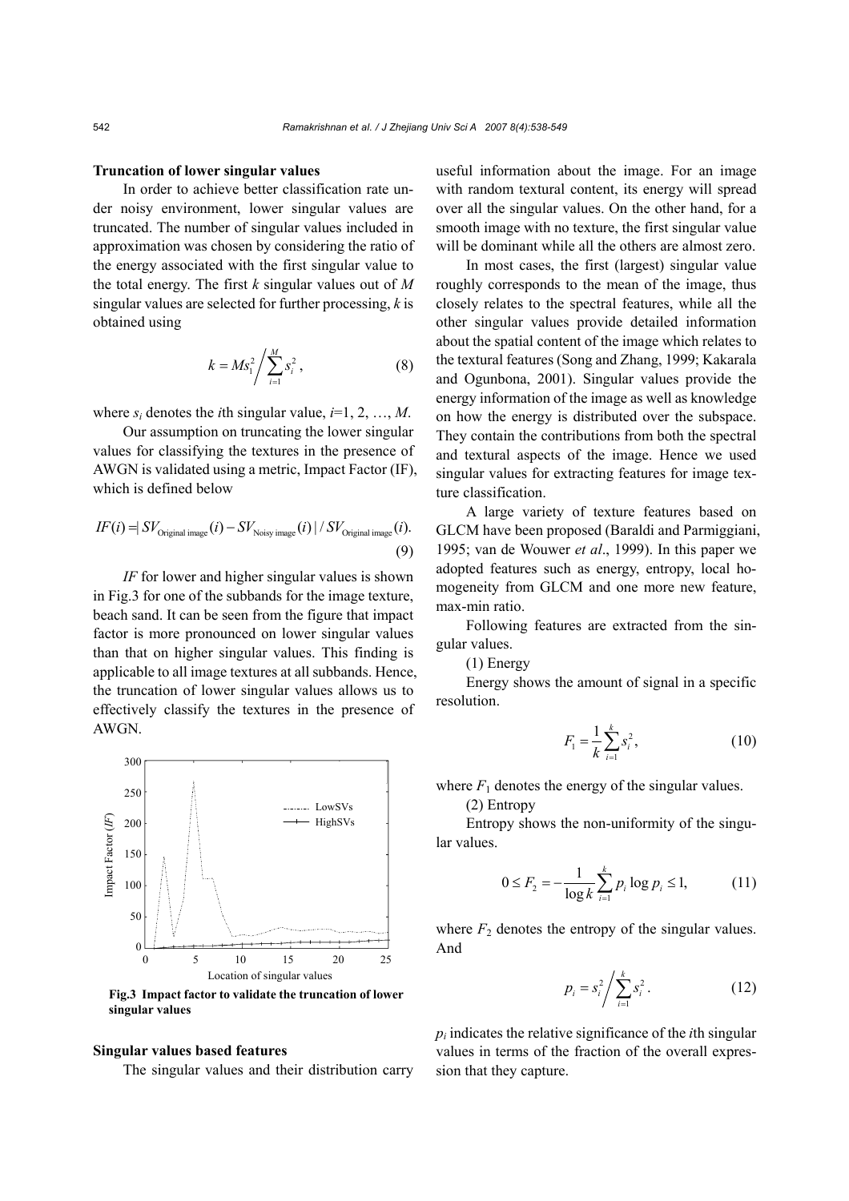### Truncation of lower singular values

In order to achieve better classification rate under noisy environment, lower singular values are truncated. The number of singular values included in approximation was chosen by considering the ratio of the energy associated with the first singular value to the total energy. The first $k$ singular values out of $M$ singular values are selected for further processing, $k$ is obtained using

$$k = Ms_1^2 \bigg/ \sum_{i=1}^{M} s_i^2, \tag{8}$$

where $s_i$ denotes the $i$th singular value, $i$=1, 2, …, $M$.

Our assumption on truncating the lower singular values for classifying the textures in the presence of AWGN is validated using a metric, Impact Factor (IF), which is defined below

$$IF(i) = |SV_{\text{Original image}}(i) - SV_{\text{Noisy image}}(i)| / SV_{\text{Original image}}(i). \tag{9}$$

*IF* for lower and higher singular values is shown in Fig.3 for one of the subbands for the image texture, beach sand. It can be seen from the figure that impact factor is more pronounced on lower singular values than that on higher singular values. This finding is applicable to all image textures at all subbands. Hence, the truncation of lower singular values allows us to effectively classify the textures in the presence of AWGN.

**Fig.3 Impact factor to validate the truncation of lower singular values**

### Singular values based features

The singular values and their distribution carry useful information about the image. For an image with random textural content, its energy will spread over all the singular values. On the other hand, for a smooth image with no texture, the first singular value will be dominant while all the others are almost zero.

In most cases, the first (largest) singular value roughly corresponds to the mean of the image, thus closely relates to the spectral features, while all the other singular values provide detailed information about the spatial content of the image which relates to the textural features (Song and Zhang, 1999; Kakarala and Ogunbona, 2001). Singular values provide the energy information of the image as well as knowledge on how the energy is distributed over the subspace. They contain the contributions from both the spectral and textural aspects of the image. Hence we used singular values for extracting features for image texture classification.

A large variety of texture features based on GLCM have been proposed (Baraldi and Parmiggiani, 1995; van de Wouwer *et al*., 1999). In this paper we adopted features such as energy, entropy, local homogeneity from GLCM and one more new feature, max-min ratio.

Following features are extracted from the singular values.

(1) Energy

Energy shows the amount of signal in a specific resolution.

$$F_1 = \frac{1}{k}\sum_{i=1}^{k} s_i^2, \tag{10}$$

where $F_1$ denotes the energy of the singular values.

(2) Entropy

Entropy shows the non-uniformity of the singular values.

$$0 \le F_2 = -\frac{1}{\log k}\sum_{i=1}^{k} p_i \log p_i \le 1, \tag{11}$$

where $F_2$ denotes the entropy of the singular values. And

$$p_i = s_i^2 \bigg/ \sum_{i=1}^{k} s_i^2 . \tag{12}$$

$p_i$ indicates the relative significance of the $i$th singular values in terms of the fraction of the overall expression that they capture.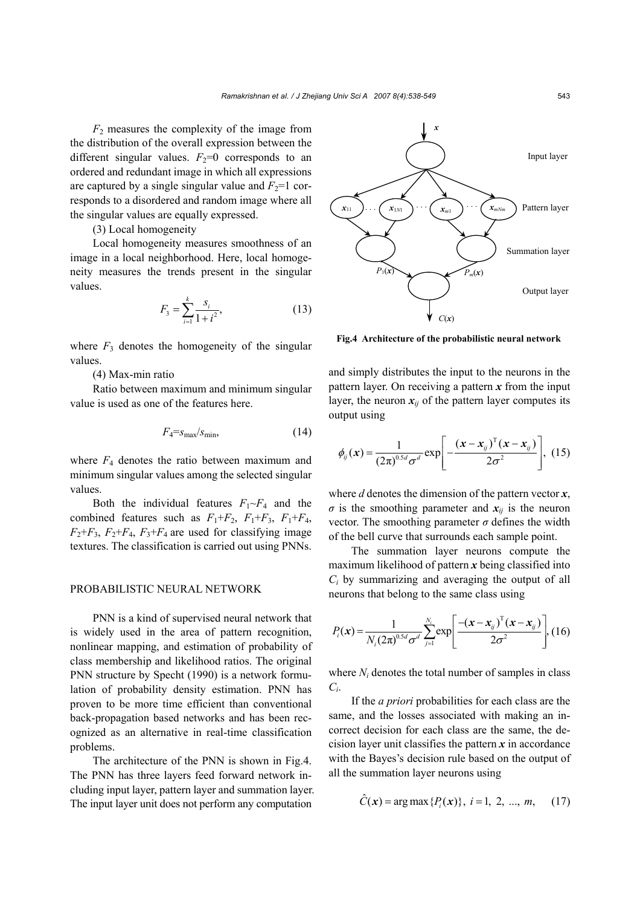$F_2$ measures the complexity of the image from the distribution of the overall expression between the different singular values. $F_2=0$ corresponds to an ordered and redundant image in which all expressions are captured by a single singular value and $F_2=1$ corresponds to a disordered and random image where all the singular values are equally expressed.

(3) Local homogeneity

Local homogeneity measures smoothness of an image in a local neighborhood. Here, local homogeneity measures the trends present in the singular values.

$$F_3 = \sum_{i=1}^{k} \frac{s_i}{1+i^2}, \tag{13}$$

where $F_3$ denotes the homogeneity of the singular values.

(4) Max-min ratio

Ratio between maximum and minimum singular value is used as one of the features here.

$$F_4 = s_{\max}/s_{\min}, \tag{14}$$

where $F_4$ denotes the ratio between maximum and minimum singular values among the selected singular values.

Both the individual features $F_1$~$F_4$ and the combined features such as $F_1+F_2$, $F_1+F_3$, $F_1+F_4$, $F_2+F_3$, $F_2+F_4$, $F_3+F_4$ are used for classifying image textures. The classification is carried out using PNNs.

## PROBABILISTIC NEURAL NETWORK

PNN is a kind of supervised neural network that is widely used in the area of pattern recognition, nonlinear mapping, and estimation of probability of class membership and likelihood ratios. The original PNN structure by Specht (1990) is a network formulation of probability density estimation. PNN has proven to be more time efficient than conventional back-propagation based networks and has been recognized as an alternative in real-time classification problems.

The architecture of the PNN is shown in Fig.4. The PNN has three layers feed forward network including input layer, pattern layer and summation layer. The input layer unit does not perform any computation and simply distributes the input to the neurons in the pattern layer. On receiving a pattern $\boldsymbol{x}$ from the input layer, the neuron $\boldsymbol{x}_{ij}$ of the pattern layer computes its output using

**Fig.4 Architecture of the probabilistic neural network**

$$\phi_{ij}(\boldsymbol{x}) = \frac{1}{(2\pi)^{0.5d}\sigma^d} \exp\left[-\frac{(\boldsymbol{x}-\boldsymbol{x}_{ij})^{\mathrm{T}}(\boldsymbol{x}-\boldsymbol{x}_{ij})}{2\sigma^2}\right], \tag{15}$$

where $d$ denotes the dimension of the pattern vector $\boldsymbol{x}$, $\sigma$ is the smoothing parameter and $\boldsymbol{x}_{ij}$ is the neuron vector. The smoothing parameter $\sigma$ defines the width of the bell curve that surrounds each sample point.

The summation layer neurons compute the maximum likelihood of pattern $\boldsymbol{x}$ being classified into $C_i$ by summarizing and averaging the output of all neurons that belong to the same class using

$$P_i(\boldsymbol{x}) = \frac{1}{N_i(2\pi)^{0.5d}\sigma^d} \sum_{j=1}^{N_i} \exp\left[\frac{-(\boldsymbol{x}-\boldsymbol{x}_{ij})^{\mathrm{T}}(\boldsymbol{x}-\boldsymbol{x}_{ij})}{2\sigma^2}\right], \tag{16}$$

where $N_i$ denotes the total number of samples in class $C_i$.

If the *a priori* probabilities for each class are the same, and the losses associated with making an incorrect decision for each class are the same, the decision layer unit classifies the pattern $\boldsymbol{x}$ in accordance with the Bayes's decision rule based on the output of all the summation layer neurons using

$$\hat{C}(\boldsymbol{x}) = \arg\max\{P_i(\boldsymbol{x})\},\ i=1,\ 2,\ ...,\ m, \tag{17}$$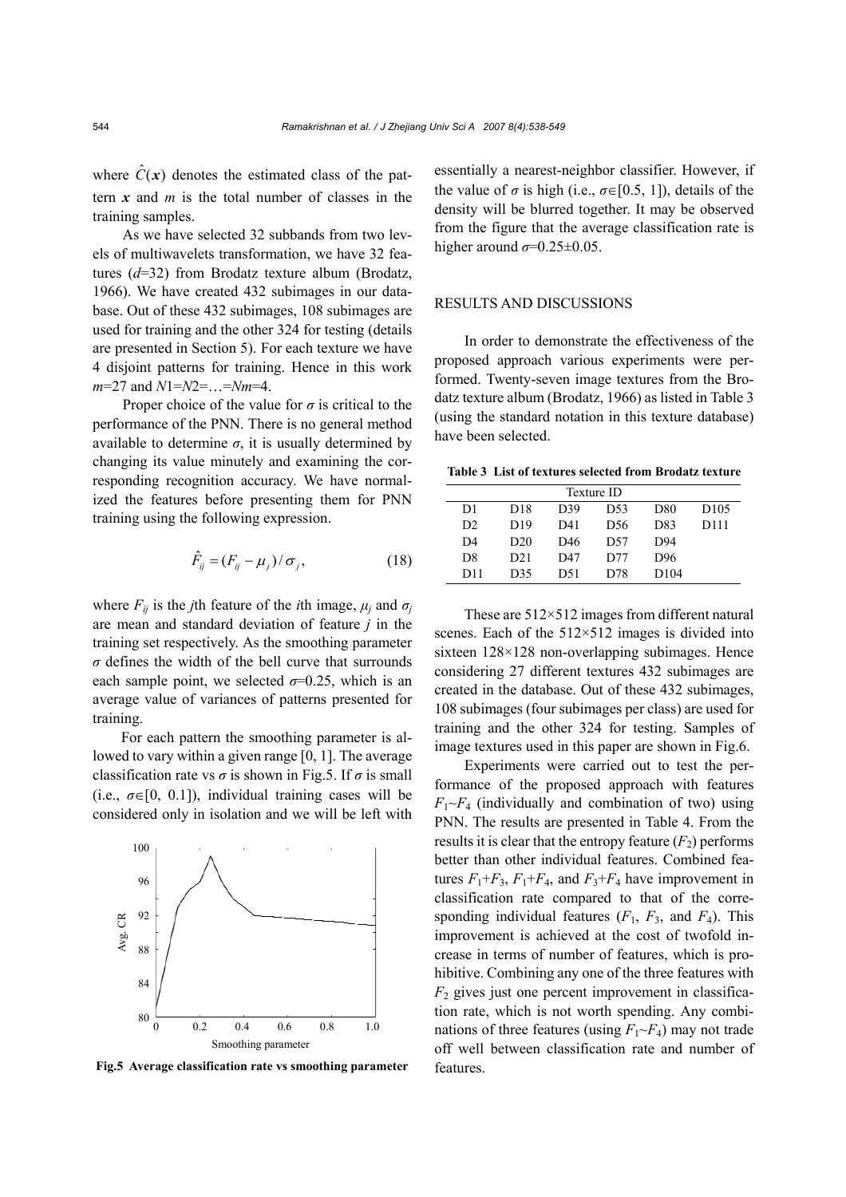where $\hat{C}(\boldsymbol{x})$ denotes the estimated class of the pattern $\boldsymbol{x}$ and $m$ is the total number of classes in the training samples.

As we have selected 32 subbands from two levels of multiwavelets transformation, we have 32 features ($d$=32) from Brodatz texture album (Brodatz, 1966). We have created 432 subimages in our database. Out of these 432 subimages, 108 subimages are used for training and the other 324 for testing (details are presented in Section 5). For each texture we have 4 disjoint patterns for training. Hence in this work $m$=27 and $N1=N2=\ldots=Nm=4$.

Proper choice of the value for $\sigma$ is critical to the performance of the PNN. There is no general method available to determine $\sigma$, it is usually determined by changing its value minutely and examining the corresponding recognition accuracy. We have normalized the features before presenting them for PNN training using the following expression.

$$\hat{F}_{ij} = (F_{ij} - \mu_j)/\sigma_j, \tag{18}$$

where $F_{ij}$ is the $j$th feature of the $i$th image, $\mu_j$ and $\sigma_j$ are mean and standard deviation of feature $j$ in the training set respectively. As the smoothing parameter $\sigma$ defines the width of the bell curve that surrounds each sample point, we selected $\sigma$=0.25, which is an average value of variances of patterns presented for training.

For each pattern the smoothing parameter is allowed to vary within a given range [0, 1]. The average classification rate vs $\sigma$ is shown in Fig.5. If $\sigma$ is small (i.e., $\sigma\in[0, 0.1]$), individual training cases will be considered only in isolation and we will be left with essentially a nearest-neighbor classifier. However, if the value of $\sigma$ is high (i.e., $\sigma\in[0.5, 1]$), details of the density will be blurred together. It may be observed from the figure that the average classification rate is higher around $\sigma$=0.25±0.05.

**Fig.5 Average classification rate vs smoothing parameter**

## RESULTS AND DISCUSSIONS

In order to demonstrate the effectiveness of the proposed approach various experiments were performed. Twenty-seven image textures from the Brodatz texture album (Brodatz, 1966) as listed in Table 3 (using the standard notation in this texture database) have been selected.

**Table 3 List of textures selected from Brodatz texture**

| Texture ID | | | | | |
|---|---|---|---|---|---|
| D1 | D18 | D39 | D53 | D80 | D105 |
| D2 | D19 | D41 | D56 | D83 | D111 |
| D4 | D20 | D46 | D57 | D94 | |
| D8 | D21 | D47 | D77 | D96 | |
| D11 | D35 | D51 | D78 | D104 | |

These are 512×512 images from different natural scenes. Each of the 512×512 images is divided into sixteen 128×128 non-overlapping subimages. Hence considering 27 different textures 432 subimages are created in the database. Out of these 432 subimages, 108 subimages (four subimages per class) are used for training and the other 324 for testing. Samples of image textures used in this paper are shown in Fig.6.

Experiments were carried out to test the performance of the proposed approach with features $F_1$~$F_4$ (individually and combination of two) using PNN. The results are presented in Table 4. From the results it is clear that the entropy feature ($F_2$) performs better than other individual features. Combined features $F_1$+$F_3$, $F_1$+$F_4$, and $F_3$+$F_4$ have improvement in classification rate compared to that of the corresponding individual features ($F_1$, $F_3$, and $F_4$). This improvement is achieved at the cost of twofold increase in terms of number of features, which is prohibitive. Combining any one of the three features with $F_2$ gives just one percent improvement in classification rate, which is not worth spending. Any combinations of three features (using $F_1$~$F_4$) may not trade off well between classification rate and number of features.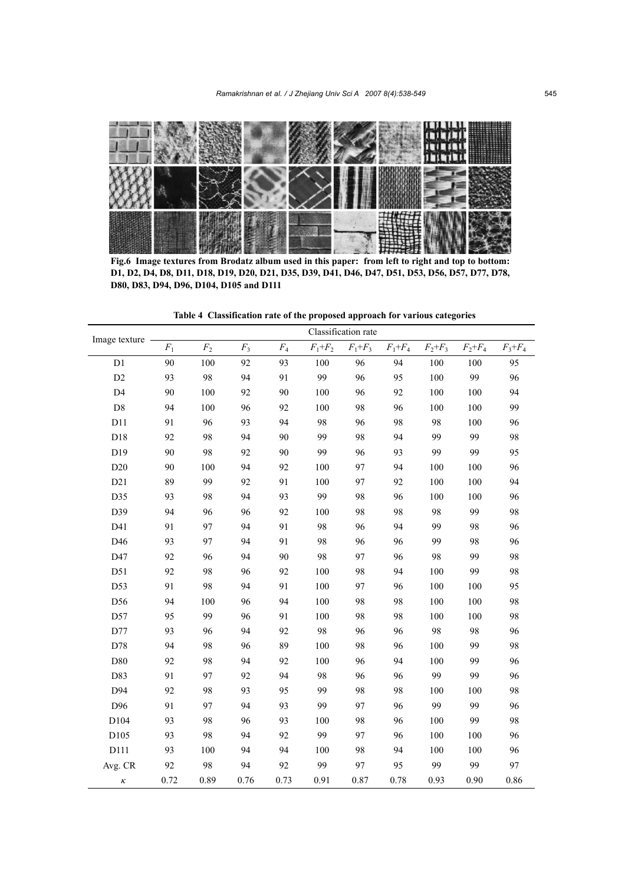**Fig.6 Image textures from Brodatz album used in this paper: from left to right and top to bottom: D1, D2, D4, D8, D11, D18, D19, D20, D21, D35, D39, D41, D46, D47, D51, D53, D56, D57, D77, D78, D80, D83, D94, D96, D104, D105 and D111**

**Table 4 Classification rate of the proposed approach for various categories**

| Image texture | Classification rate | | | | | | | | | |
|---|---|---|---|---|---|---|---|---|---|---|
| | $F_1$ | $F_2$ | $F_3$ | $F_4$ | $F_1$+$F_2$ | $F_1$+$F_3$ | $F_1$+$F_4$ | $F_2$+$F_3$ | $F_2$+$F_4$ | $F_3$+$F_4$ |
| D1 | 90 | 100 | 92 | 93 | 100 | 96 | 94 | 100 | 100 | 95 |
| D2 | 93 | 98 | 94 | 91 | 99 | 96 | 95 | 100 | 99 | 96 |
| D4 | 90 | 100 | 92 | 90 | 100 | 96 | 92 | 100 | 100 | 94 |
| D8 | 94 | 100 | 96 | 92 | 100 | 98 | 96 | 100 | 100 | 99 |
| D11 | 91 | 96 | 93 | 94 | 98 | 96 | 98 | 98 | 100 | 96 |
| D18 | 92 | 98 | 94 | 90 | 99 | 98 | 94 | 99 | 99 | 98 |
| D19 | 90 | 98 | 92 | 90 | 99 | 96 | 93 | 99 | 99 | 95 |
| D20 | 90 | 100 | 94 | 92 | 100 | 97 | 94 | 100 | 100 | 96 |
| D21 | 89 | 99 | 92 | 91 | 100 | 97 | 92 | 100 | 100 | 94 |
| D35 | 93 | 98 | 94 | 93 | 99 | 98 | 96 | 100 | 100 | 96 |
| D39 | 94 | 96 | 96 | 92 | 100 | 98 | 98 | 98 | 99 | 98 |
| D41 | 91 | 97 | 94 | 91 | 98 | 96 | 94 | 99 | 98 | 96 |
| D46 | 93 | 97 | 94 | 91 | 98 | 96 | 96 | 99 | 98 | 96 |
| D47 | 92 | 96 | 94 | 90 | 98 | 97 | 96 | 98 | 99 | 98 |
| D51 | 92 | 98 | 96 | 92 | 100 | 98 | 94 | 100 | 99 | 98 |
| D53 | 91 | 98 | 94 | 91 | 100 | 97 | 96 | 100 | 100 | 95 |
| D56 | 94 | 100 | 96 | 94 | 100 | 98 | 98 | 100 | 100 | 98 |
| D57 | 95 | 99 | 96 | 91 | 100 | 98 | 98 | 100 | 100 | 98 |
| D77 | 93 | 96 | 94 | 92 | 98 | 96 | 96 | 98 | 98 | 96 |
| D78 | 94 | 98 | 96 | 89 | 100 | 98 | 96 | 100 | 99 | 98 |
| D80 | 92 | 98 | 94 | 92 | 100 | 96 | 94 | 100 | 99 | 96 |
| D83 | 91 | 97 | 92 | 94 | 98 | 96 | 96 | 99 | 99 | 96 |
| D94 | 92 | 98 | 93 | 95 | 99 | 98 | 98 | 100 | 100 | 98 |
| D96 | 91 | 97 | 94 | 93 | 99 | 97 | 96 | 99 | 99 | 96 |
| D104 | 93 | 98 | 96 | 93 | 100 | 98 | 96 | 100 | 99 | 98 |
| D105 | 93 | 98 | 94 | 92 | 99 | 97 | 96 | 100 | 100 | 96 |
| D111 | 93 | 100 | 94 | 94 | 100 | 98 | 94 | 100 | 100 | 96 |
| Avg. CR | 92 | 98 | 94 | 92 | 99 | 97 | 95 | 99 | 99 | 97 |
| $\kappa$ | 0.72 | 0.89 | 0.76 | 0.73 | 0.91 | 0.87 | 0.78 | 0.93 | 0.90 | 0.86 |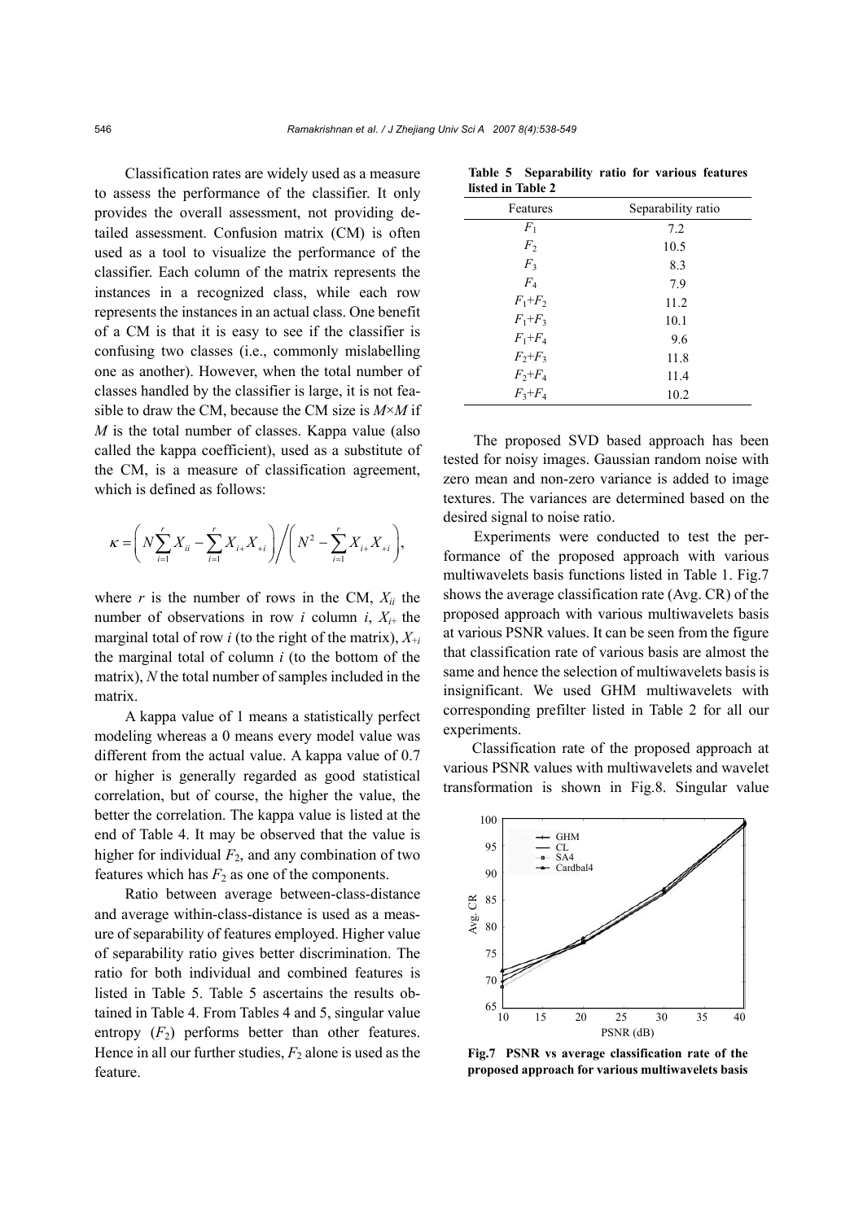Classification rates are widely used as a measure to assess the performance of the classifier. It only provides the overall assessment, not providing detailed assessment. Confusion matrix (CM) is often used as a tool to visualize the performance of the classifier. Each column of the matrix represents the instances in a recognized class, while each row represents the instances in an actual class. One benefit of a CM is that it is easy to see if the classifier is confusing two classes (i.e., commonly mislabelling one as another). However, when the total number of classes handled by the classifier is large, it is not feasible to draw the CM, because the CM size is $M\times M$ if $M$ is the total number of classes. Kappa value (also called the kappa coefficient), used as a substitute of the CM, is a measure of classification agreement, which is defined as follows:

$$\kappa = \left( N\sum_{i=1}^{r} X_{ii} - \sum_{i=1}^{r} X_{i+}X_{+i} \right) \Bigg/ \left( N^2 - \sum_{i=1}^{r} X_{i+}X_{+i} \right),$$

where $r$ is the number of rows in the CM, $X_{ii}$ the number of observations in row $i$ column $i$, $X_{i+}$ the marginal total of row $i$ (to the right of the matrix), $X_{+i}$ the marginal total of column $i$ (to the bottom of the matrix), $N$ the total number of samples included in the matrix.

A kappa value of 1 means a statistically perfect modeling whereas a 0 means every model value was different from the actual value. A kappa value of 0.7 or higher is generally regarded as good statistical correlation, but of course, the higher the value, the better the correlation. The kappa value is listed at the end of Table 4. It may be observed that the value is higher for individual $F_2$, and any combination of two features which has $F_2$ as one of the components.

Ratio between average between-class-distance and average within-class-distance is used as a measure of separability of features employed. Higher value of separability ratio gives better discrimination. The ratio for both individual and combined features is listed in Table 5. Table 5 ascertains the results obtained in Table 4. From Tables 4 and 5, singular value entropy ($F_2$) performs better than other features. Hence in all our further studies, $F_2$ alone is used as the feature.

**Table 5 Separability ratio for various features listed in Table 2**

| Features | Separability ratio |
|---|---|
| $F_1$ | 7.2 |
| $F_2$ | 10.5 |
| $F_3$ | 8.3 |
| $F_4$ | 7.9 |
| $F_1+F_2$ | 11.2 |
| $F_1+F_3$ | 10.1 |
| $F_1+F_4$ | 9.6 |
| $F_2+F_3$ | 11.8 |
| $F_2+F_4$ | 11.4 |
| $F_3+F_4$ | 10.2 |

The proposed SVD based approach has been tested for noisy images. Gaussian random noise with zero mean and non-zero variance is added to image textures. The variances are determined based on the desired signal to noise ratio.

Experiments were conducted to test the performance of the proposed approach with various multiwavelets basis functions listed in Table 1. Fig.7 shows the average classification rate (Avg. CR) of the proposed approach with various multiwavelets basis at various PSNR values. It can be seen from the figure that classification rate of various basis are almost the same and hence the selection of multiwavelets basis is insignificant. We used GHM multiwavelets with corresponding prefilter listed in Table 2 for all our experiments.

Classification rate of the proposed approach at various PSNR values with multiwavelets and wavelet transformation is shown in Fig.8. Singular value

**Fig.7 PSNR vs average classification rate of the proposed approach for various multiwavelets basis**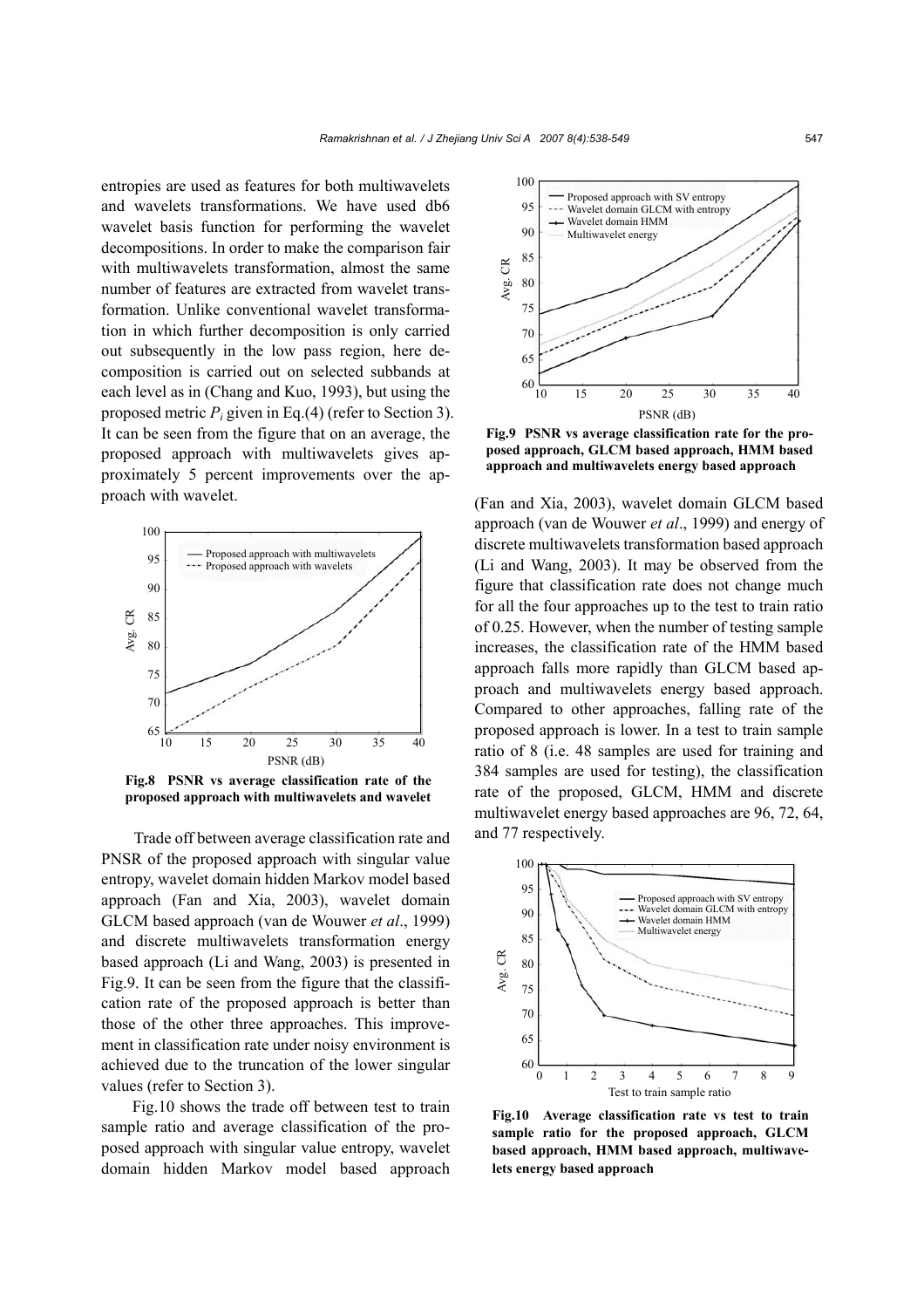entropies are used as features for both multiwavelets and wavelets transformations. We have used db6 wavelet basis function for performing the wavelet decompositions. In order to make the comparison fair with multiwavelets transformation, almost the same number of features are extracted from wavelet transformation. Unlike conventional wavelet transformation in which further decomposition is only carried out subsequently in the low pass region, here decomposition is carried out on selected subbands at each level as in (Chang and Kuo, 1993), but using the proposed metric $P_i$ given in Eq.(4) (refer to Section 3). It can be seen from the figure that on an average, the proposed approach with multiwavelets gives approximately 5 percent improvements over the approach with wavelet.

**Fig.8 PSNR vs average classification rate of the proposed approach with multiwavelets and wavelet**

Trade off between average classification rate and PNSR of the proposed approach with singular value entropy, wavelet domain hidden Markov model based approach (Fan and Xia, 2003), wavelet domain GLCM based approach (van de Wouwer *et al*., 1999) and discrete multiwavelets transformation energy based approach (Li and Wang, 2003) is presented in Fig.9. It can be seen from the figure that the classification rate of the proposed approach is better than those of the other three approaches. This improvement in classification rate under noisy environment is achieved due to the truncation of the lower singular values (refer to Section 3).

Fig.10 shows the trade off between test to train sample ratio and average classification of the proposed approach with singular value entropy, wavelet domain hidden Markov model based approach (Fan and Xia, 2003), wavelet domain GLCM based approach (van de Wouwer *et al*., 1999) and energy of discrete multiwavelets transformation based approach (Li and Wang, 2003). It may be observed from the figure that classification rate does not change much for all the four approaches up to the test to train ratio of 0.25. However, when the number of testing sample increases, the classification rate of the HMM based approach falls more rapidly than GLCM based approach and multiwavelets energy based approach. Compared to other approaches, falling rate of the proposed approach is lower. In a test to train sample ratio of 8 (i.e. 48 samples are used for training and 384 samples are used for testing), the classification rate of the proposed, GLCM, HMM and discrete multiwavelet energy based approaches are 96, 72, 64, and 77 respectively.

**Fig.9 PSNR vs average classification rate for the proposed approach, GLCM based approach, HMM based approach and multiwavelets energy based approach**

**Fig.10 Average classification rate vs test to train sample ratio for the proposed approach, GLCM based approach, HMM based approach, multiwavelets energy based approach**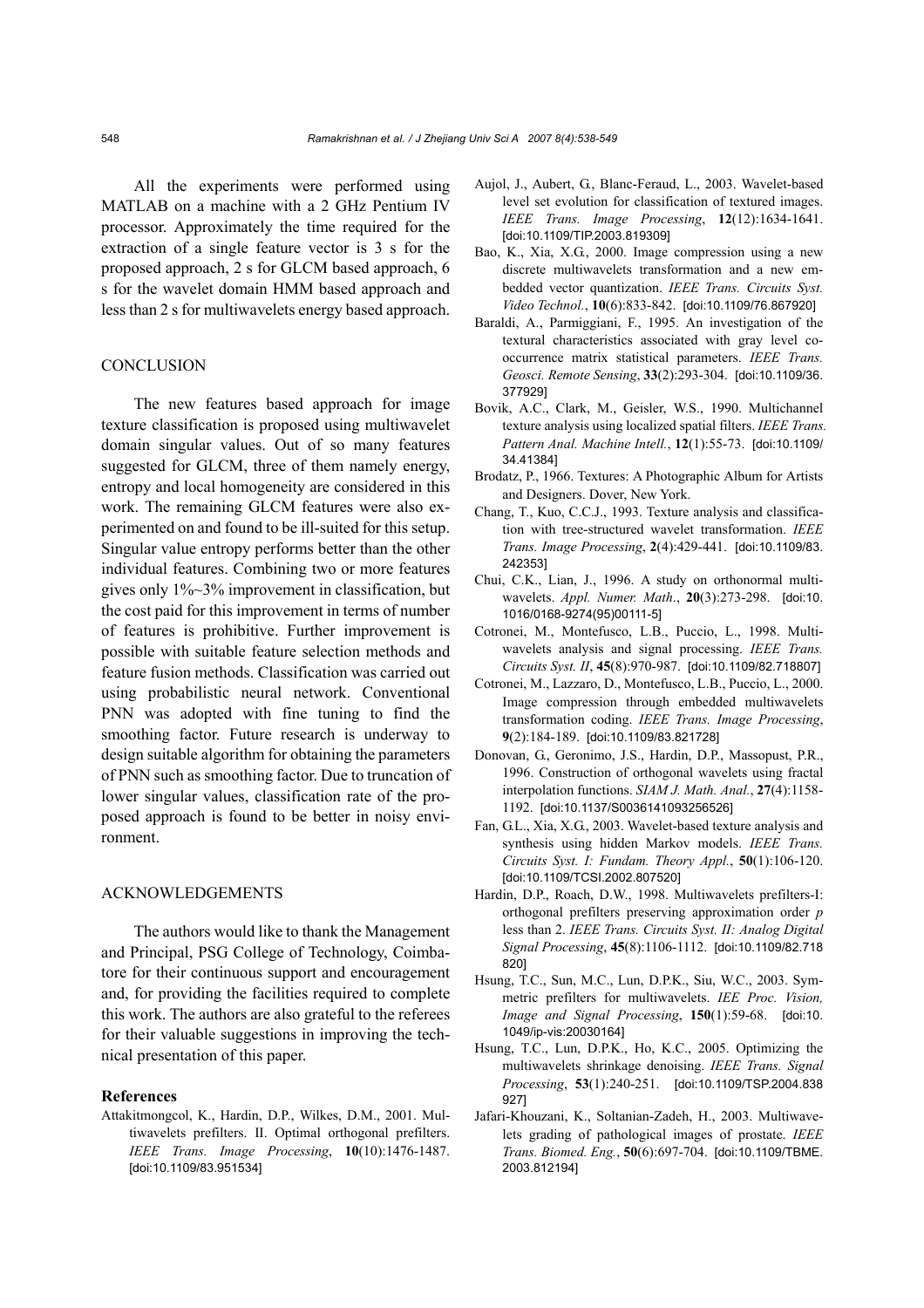All the experiments were performed using MATLAB on a machine with a 2 GHz Pentium IV processor. Approximately the time required for the extraction of a single feature vector is 3 s for the proposed approach, 2 s for GLCM based approach, 6 s for the wavelet domain HMM based approach and less than 2 s for multiwavelets energy based approach.

## CONCLUSION

The new features based approach for image texture classification is proposed using multiwavelet domain singular values. Out of so many features suggested for GLCM, three of them namely energy, entropy and local homogeneity are considered in this work. The remaining GLCM features were also experimented on and found to be ill-suited for this setup. Singular value entropy performs better than the other individual features. Combining two or more features gives only 1%~3% improvement in classification, but the cost paid for this improvement in terms of number of features is prohibitive. Further improvement is possible with suitable feature selection methods and feature fusion methods. Classification was carried out using probabilistic neural network. Conventional PNN was adopted with fine tuning to find the smoothing factor. Future research is underway to design suitable algorithm for obtaining the parameters of PNN such as smoothing factor. Due to truncation of lower singular values, classification rate of the proposed approach is found to be better in noisy environment.

## ACKNOWLEDGEMENTS

The authors would like to thank the Management and Principal, PSG College of Technology, Coimbatore for their continuous support and encouragement and, for providing the facilities required to complete this work. The authors are also grateful to the referees for their valuable suggestions in improving the technical presentation of this paper.

### References

Attakitmongcol, K., Hardin, D.P., Wilkes, D.M., 2001. Multiwavelets prefilters. II. Optimal orthogonal prefilters. *IEEE Trans. Image Processing*, **10**(10):1476-1487. [doi:10.1109/83.951534]

Aujol, J., Aubert, G., Blanc-Feraud, L., 2003. Wavelet-based level set evolution for classification of textured images. *IEEE Trans. Image Processing*, **12**(12):1634-1641. [doi:10.1109/TIP.2003.819309]

Bao, K., Xia, X.G., 2000. Image compression using a new discrete multiwavelets transformation and a new embedded vector quantization. *IEEE Trans. Circuits Syst. Video Technol.*, **10**(6):833-842. [doi:10.1109/76.867920]

Baraldi, A., Parmiggiani, F., 1995. An investigation of the textural characteristics associated with gray level cooccurrence matrix statistical parameters. *IEEE Trans. Geosci. Remote Sensing*, **33**(2):293-304. [doi:10.1109/36.377929]

Bovik, A.C., Clark, M., Geisler, W.S., 1990. Multichannel texture analysis using localized spatial filters. *IEEE Trans. Pattern Anal. Machine Intell.*, **12**(1):55-73. [doi:10.1109/34.41384]

Brodatz, P., 1966. Textures: A Photographic Album for Artists and Designers. Dover, New York.

Chang, T., Kuo, C.C.J., 1993. Texture analysis and classification with tree-structured wavelet transformation. *IEEE Trans. Image Processing*, **2**(4):429-441. [doi:10.1109/83.242353]

Chui, C.K., Lian, J., 1996. A study on orthonormal multiwavelets. *Appl. Numer. Math*., **20**(3):273-298. [doi:10.1016/0168-9274(95)00111-5]

Cotronei, M., Montefusco, L.B., Puccio, L., 1998. Multiwavelets analysis and signal processing. *IEEE Trans. Circuits Syst. II*, **45**(8):970-987. [doi:10.1109/82.718807]

Cotronei, M., Lazzaro, D., Montefusco, L.B., Puccio, L., 2000. Image compression through embedded multiwavelets transformation coding. *IEEE Trans. Image Processing*, **9**(2):184-189. [doi:10.1109/83.821728]

Donovan, G., Geronimo, J.S., Hardin, D.P., Massopust, P.R., 1996. Construction of orthogonal wavelets using fractal interpolation functions. *SIAM J. Math. Anal.*, **27**(4):1158-1192. [doi:10.1137/S0036141093256526]

Fan, G.L., Xia, X.G., 2003. Wavelet-based texture analysis and synthesis using hidden Markov models. *IEEE Trans. Circuits Syst. I: Fundam. Theory Appl.*, **50**(1):106-120. [doi:10.1109/TCSI.2002.807520]

Hardin, D.P., Roach, D.W., 1998. Multiwavelets prefilters-I: orthogonal prefilters preserving approximation order *p* less than 2. *IEEE Trans. Circuits Syst. II: Analog Digital Signal Processing*, **45**(8):1106-1112. [doi:10.1109/82.718820]

Hsung, T.C., Sun, M.C., Lun, D.P.K., Siu, W.C., 2003. Symmetric prefilters for multiwavelets. *IEE Proc. Vision, Image and Signal Processing*, **150**(1):59-68. [doi:10.1049/ip-vis:20030164]

Hsung, T.C., Lun, D.P.K., Ho, K.C., 2005. Optimizing the multiwavelets shrinkage denoising. *IEEE Trans. Signal Processing*, **53**(1):240-251. [doi:10.1109/TSP.2004.838927]

Jafari-Khouzani, K., Soltanian-Zadeh, H., 2003. Multiwavelets grading of pathological images of prostate. *IEEE Trans. Biomed. Eng.*, **50**(6):697-704. [doi:10.1109/TBME.2003.812194]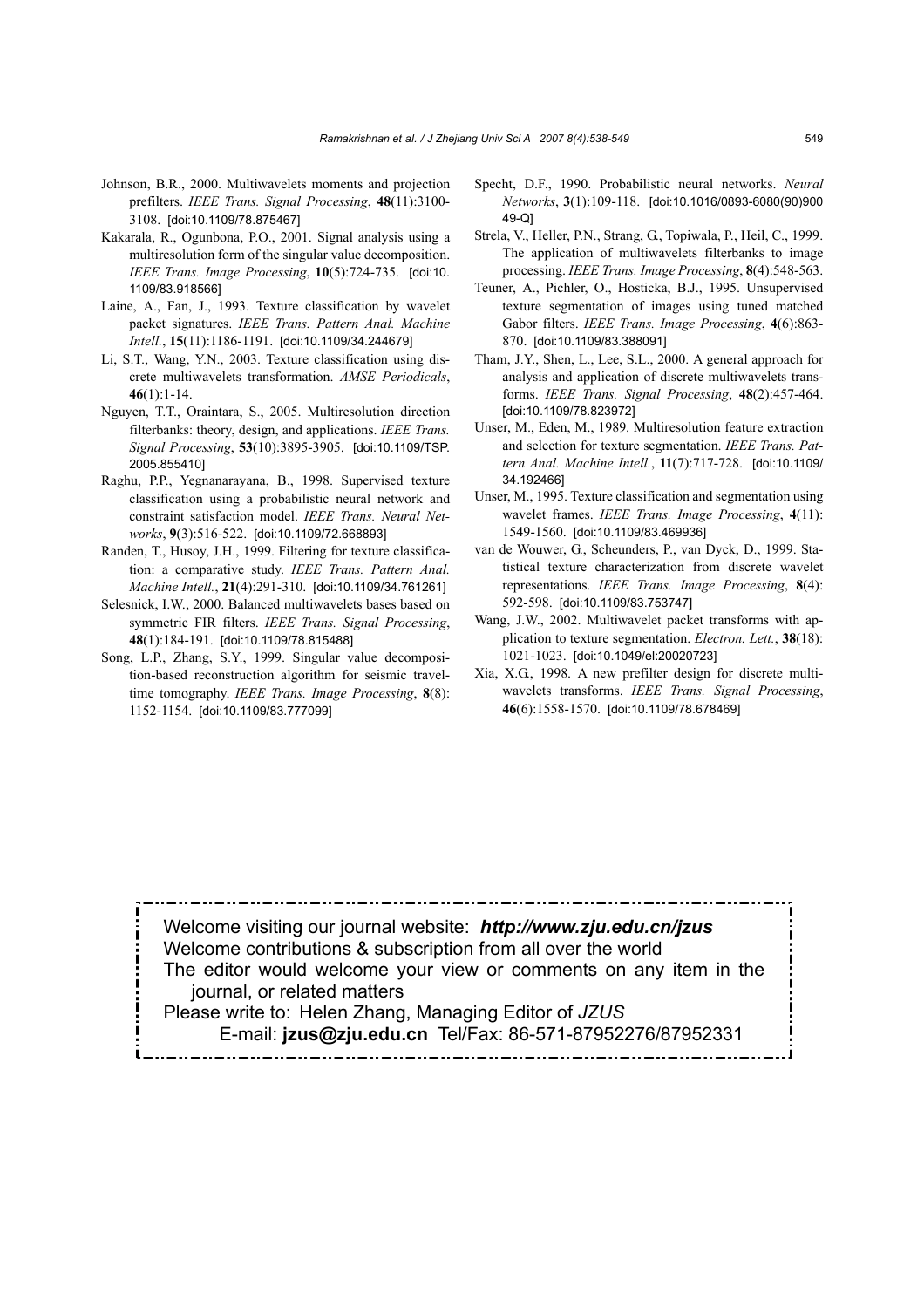Johnson, B.R., 2000. Multiwavelets moments and projection prefilters. *IEEE Trans. Signal Processing*, **48**(11):3100-3108. [doi:10.1109/78.875467]

Kakarala, R., Ogunbona, P.O., 2001. Signal analysis using a multiresolution form of the singular value decomposition. *IEEE Trans. Image Processing*, **10**(5):724-735. [doi:10.1109/83.918566]

Laine, A., Fan, J., 1993. Texture classification by wavelet packet signatures. *IEEE Trans. Pattern Anal. Machine Intell.*, **15**(11):1186-1191. [doi:10.1109/34.244679]

Li, S.T., Wang, Y.N., 2003. Texture classification using discrete multiwavelets transformation. *AMSE Periodicals*, **46**(1):1-14.

Nguyen, T.T., Oraintara, S., 2005. Multiresolution direction filterbanks: theory, design, and applications. *IEEE Trans. Signal Processing*, **53**(10):3895-3905. [doi:10.1109/TSP.2005.855410]

Raghu, P.P., Yegnanarayana, B., 1998. Supervised texture classification using a probabilistic neural network and constraint satisfaction model. *IEEE Trans. Neural Networks*, **9**(3):516-522. [doi:10.1109/72.668893]

Randen, T., Husoy, J.H., 1999. Filtering for texture classification: a comparative study. *IEEE Trans. Pattern Anal. Machine Intell.*, **21**(4):291-310. [doi:10.1109/34.761261]

Selesnick, I.W., 2000. Balanced multiwavelets bases based on symmetric FIR filters. *IEEE Trans. Signal Processing*, **48**(1):184-191. [doi:10.1109/78.815488]

Song, L.P., Zhang, S.Y., 1999. Singular value decomposition-based reconstruction algorithm for seismic traveltime tomography. *IEEE Trans. Image Processing*, **8**(8):1152-1154. [doi:10.1109/83.777099]

Specht, D.F., 1990. Probabilistic neural networks. *Neural Networks*, **3**(1):109-118. [doi:10.1016/0893-6080(90)90049-Q]

Strela, V., Heller, P.N., Strang, G., Topiwala, P., Heil, C., 1999. The application of multiwavelets filterbanks to image processing. *IEEE Trans. Image Processing*, **8**(4):548-563.

Teuner, A., Pichler, O., Hosticka, B.J., 1995. Unsupervised texture segmentation of images using tuned matched Gabor filters. *IEEE Trans. Image Processing*, **4**(6):863-870. [doi:10.1109/83.388091]

Tham, J.Y., Shen, L., Lee, S.L., 2000. A general approach for analysis and application of discrete multiwavelets transforms. *IEEE Trans. Signal Processing*, **48**(2):457-464. [doi:10.1109/78.823972]

Unser, M., Eden, M., 1989. Multiresolution feature extraction and selection for texture segmentation. *IEEE Trans. Pattern Anal. Machine Intell.*, **11**(7):717-728. [doi:10.1109/34.192466]

Unser, M., 1995. Texture classification and segmentation using wavelet frames. *IEEE Trans. Image Processing*, **4**(11):1549-1560. [doi:10.1109/83.469936]

van de Wouwer, G., Scheunders, P., van Dyck, D., 1999. Statistical texture characterization from discrete wavelet representations. *IEEE Trans. Image Processing*, **8**(4):592-598. [doi:10.1109/83.753747]

Wang, J.W., 2002. Multiwavelet packet transforms with application to texture segmentation. *Electron. Lett.*, **38**(18):1021-1023. [doi:10.1049/el:20020723]

Xia, X.G., 1998. A new prefilter design for discrete multiwavelets transforms. *IEEE Trans. Signal Processing*, **46**(6):1558-1570. [doi:10.1109/78.678469]

Welcome visiting our journal website: ***http://www.zju.edu.cn/jzus***
Welcome contributions & subscription from all over the world
The editor would welcome your view or comments on any item in the journal, or related matters
Please write to: Helen Zhang, Managing Editor of *JZUS*
E-mail: **jzus@zju.edu.cn** Tel/Fax: 86-571-87952276/87952331